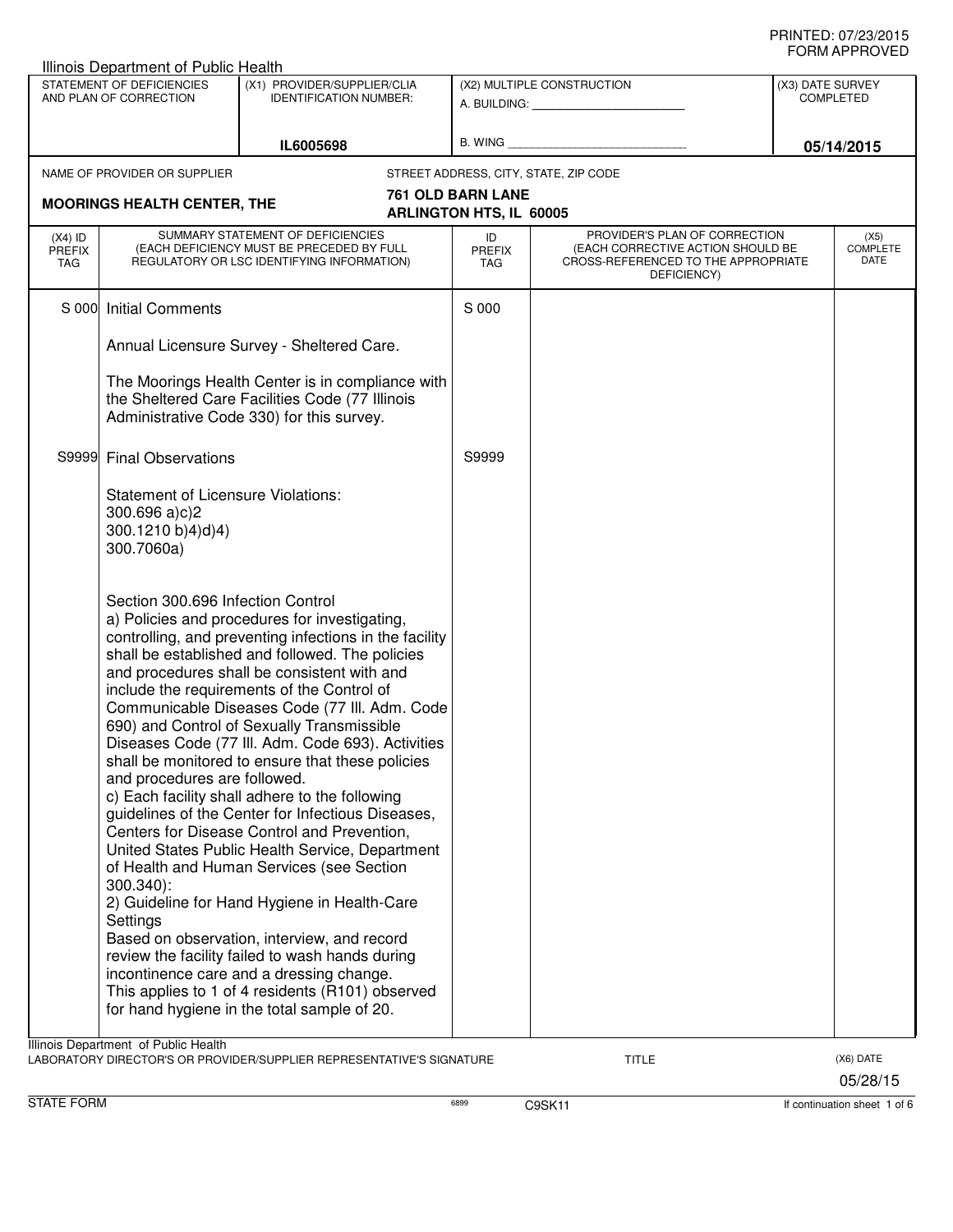PRINTED: 07/23/2015
FORM APPROVED

Illinois Department of Public Health

| STATEMENT OF DEFICIENCIES AND PLAN OF CORRECTION | (X1) PROVIDER/SUPPLIER/CLIA IDENTIFICATION NUMBER: | (X2) MULTIPLE CONSTRUCTION | (X3) DATE SURVEY COMPLETED |
|---|---|---|---|
| | IL6005698 | A. BUILDING: ______ B. WING ______ | 05/14/2015 |

NAME OF PROVIDER OR SUPPLIER: **MOORINGS HEALTH CENTER, THE**

STREET ADDRESS, CITY, STATE, ZIP CODE: **761 OLD BARN LANE, ARLINGTON HTS, IL 60005**

| (X4) ID PREFIX TAG | SUMMARY STATEMENT OF DEFICIENCIES (EACH DEFICIENCY MUST BE PRECEDED BY FULL REGULATORY OR LSC IDENTIFYING INFORMATION) | ID PREFIX TAG | PROVIDER'S PLAN OF CORRECTION (EACH CORRECTIVE ACTION SHOULD BE CROSS-REFERENCED TO THE APPROPRIATE DEFICIENCY) | (X5) COMPLETE DATE |
|---|---|---|---|---|
| S 000 | Initial Comments<br><br>Annual Licensure Survey - Sheltered Care.<br><br>The Moorings Health Center is in compliance with the Sheltered Care Facilities Code (77 Illinois Administrative Code 330) for this survey. | S 000 | | |
| S9999 | Final Observations<br><br>Statement of Licensure Violations:<br>300.696 a)c)2<br>300.1210 b)4)d)4)<br>300.7060a)<br><br>Section 300.696 Infection Control<br>a) Policies and procedures for investigating, controlling, and preventing infections in the facility shall be established and followed. The policies and procedures shall be consistent with and include the requirements of the Control of Communicable Diseases Code (77 Ill. Adm. Code 690) and Control of Sexually Transmissible Diseases Code (77 Ill. Adm. Code 693). Activities shall be monitored to ensure that these policies and procedures are followed.<br>c) Each facility shall adhere to the following guidelines of the Center for Infectious Diseases, Centers for Disease Control and Prevention, United States Public Health Service, Department of Health and Human Services (see Section 300.340):<br>2) Guideline for Hand Hygiene in Health-Care Settings<br>Based on observation, interview, and record review the facility failed to wash hands during incontinence care and a dressing change.<br>This applies to 1 of 4 residents (R101) observed for hand hygiene in the total sample of 20. | S9999 | | |

Illinois Department of Public Health

LABORATORY DIRECTOR'S OR PROVIDER/SUPPLIER REPRESENTATIVE'S SIGNATURE | TITLE | (X6) DATE 05/28/15

STATE FORM 6899 C9SK11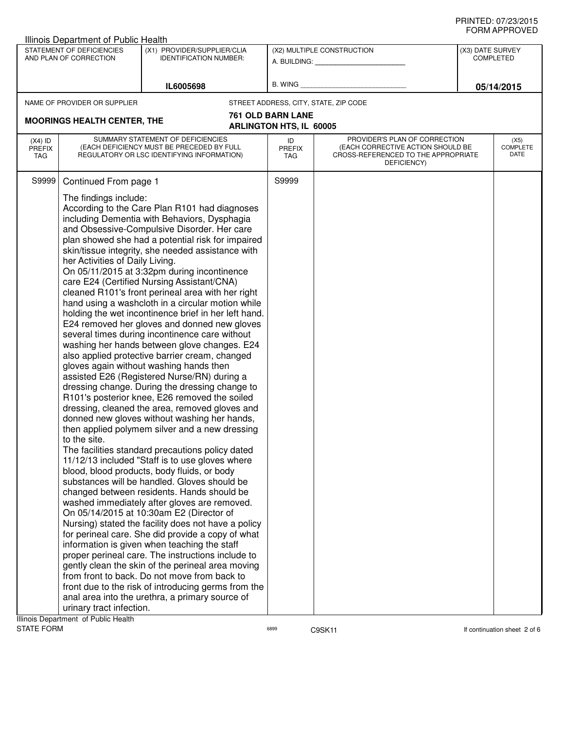PRINTED: 07/23/2015
FORM APPROVED

Illinois Department of Public Health

| STATEMENT OF DEFICIENCIES AND PLAN OF CORRECTION | (X1) PROVIDER/SUPPLIER/CLIA IDENTIFICATION NUMBER: | (X2) MULTIPLE CONSTRUCTION | (X3) DATE SURVEY COMPLETED |
|---|---|---|---|
| | IL6005698 | A. BUILDING: ______ B. WING ______ | 05/14/2015 |

NAME OF PROVIDER OR SUPPLIER: **MOORINGS HEALTH CENTER, THE**

STREET ADDRESS, CITY, STATE, ZIP CODE: **761 OLD BARN LANE ARLINGTON HTS, IL 60005**

| (X4) ID PREFIX TAG | SUMMARY STATEMENT OF DEFICIENCIES (EACH DEFICIENCY MUST BE PRECEDED BY FULL REGULATORY OR LSC IDENTIFYING INFORMATION) | ID PREFIX TAG | PROVIDER'S PLAN OF CORRECTION (EACH CORRECTIVE ACTION SHOULD BE CROSS-REFERENCED TO THE APPROPRIATE DEFICIENCY) | (X5) COMPLETE DATE |
|---|---|---|---|---|
| S9999 | Continued From page 1<br><br>The findings include:<br>According to the Care Plan R101 had diagnoses including Dementia with Behaviors, Dysphagia and Obsessive-Compulsive Disorder. Her care plan showed she had a potential risk for impaired skin/tissue integrity, she needed assistance with her Activities of Daily Living.<br>On 05/11/2015 at 3:32pm during incontinence care E24 (Certified Nursing Assistant/CNA) cleaned R101's front perineal area with her right hand using a washcloth in a circular motion while holding the wet incontinence brief in her left hand. E24 removed her gloves and donned new gloves several times during incontinence care without washing her hands between glove changes. E24 also applied protective barrier cream, changed gloves again without washing hands then assisted E26 (Registered Nurse/RN) during a dressing change. During the dressing change to R101's posterior knee, E26 removed the soiled dressing, cleaned the area, removed gloves and donned new gloves without washing her hands, then applied polymem silver and a new dressing to the site.<br>The facilities standard precautions policy dated 11/12/13 included "Staff is to use gloves where blood, blood products, body fluids, or body substances will be handled. Gloves should be changed between residents. Hands should be washed immediately after gloves are removed.<br>On 05/14/2015 at 10:30am E2 (Director of Nursing) stated the facility does not have a policy for perineal care. She did provide a copy of what information is given when teaching the staff proper perineal care. The instructions include to gently clean the skin of the perineal area moving from front to back. Do not move from back to front due to the risk of introducing germs from the anal area into the urethra, a primary source of urinary tract infection. | S9999 | | |

Illinois Department of Public Health
STATE FORM 6899 C9SK11 If continuation sheet 2 of 6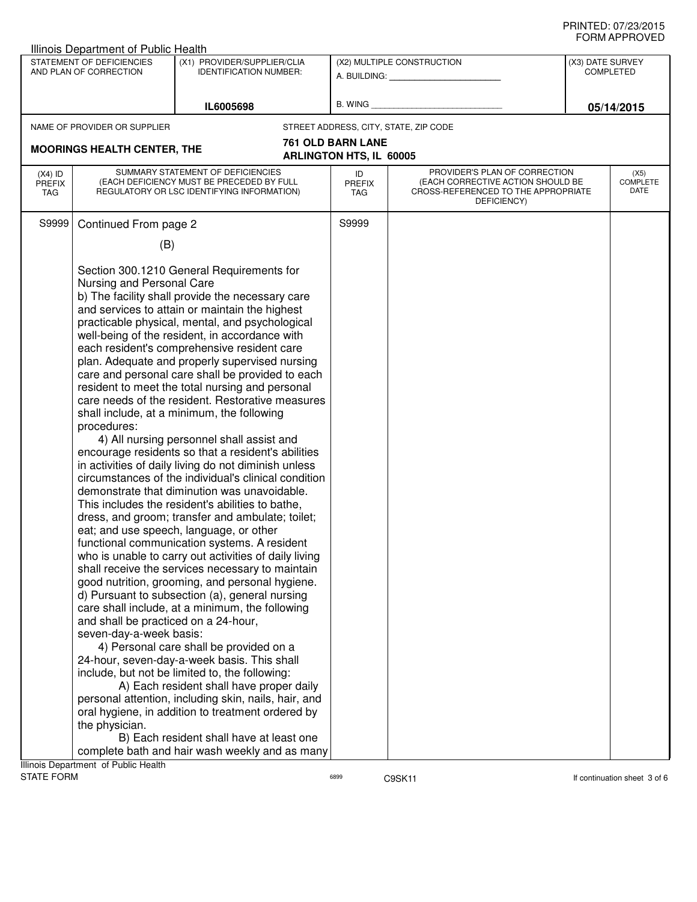Illinois Department of Public Health

| STATEMENT OF DEFICIENCIES AND PLAN OF CORRECTION | (X1) PROVIDER/SUPPLIER/CLIA IDENTIFICATION NUMBER: | (X2) MULTIPLE CONSTRUCTION | (X3) DATE SURVEY COMPLETED |
|---|---|---|---|
| | IL6005698 | A. BUILDING: ______ B. WING ______ | 05/14/2015 |

NAME OF PROVIDER OR SUPPLIER: **MOORINGS HEALTH CENTER, THE**

STREET ADDRESS, CITY, STATE, ZIP CODE: **761 OLD BARN LANE ARLINGTON HTS, IL 60005**

| (X4) ID PREFIX TAG | SUMMARY STATEMENT OF DEFICIENCIES (EACH DEFICIENCY MUST BE PRECEDED BY FULL REGULATORY OR LSC IDENTIFYING INFORMATION) | ID PREFIX TAG | PROVIDER'S PLAN OF CORRECTION (EACH CORRECTIVE ACTION SHOULD BE CROSS-REFERENCED TO THE APPROPRIATE DEFICIENCY) | (X5) COMPLETE DATE |
|---|---|---|---|---|
| S9999 | Continued From page 2 | S9999 | | |

(B)

Section 300.1210 General Requirements for Nursing and Personal Care

b) The facility shall provide the necessary care and services to attain or maintain the highest practicable physical, mental, and psychological well-being of the resident, in accordance with each resident's comprehensive resident care plan. Adequate and properly supervised nursing care and personal care shall be provided to each resident to meet the total nursing and personal care needs of the resident. Restorative measures shall include, at a minimum, the following procedures:

4) All nursing personnel shall assist and encourage residents so that a resident's abilities in activities of daily living do not diminish unless circumstances of the individual's clinical condition demonstrate that diminution was unavoidable. This includes the resident's abilities to bathe, dress, and groom; transfer and ambulate; toilet; eat; and use speech, language, or other functional communication systems. A resident who is unable to carry out activities of daily living shall receive the services necessary to maintain good nutrition, grooming, and personal hygiene.

d) Pursuant to subsection (a), general nursing care shall include, at a minimum, the following and shall be practiced on a 24-hour, seven-day-a-week basis:

4) Personal care shall be provided on a 24-hour, seven-day-a-week basis. This shall include, but not be limited to, the following:

A) Each resident shall have proper daily personal attention, including skin, nails, hair, and oral hygiene, in addition to treatment ordered by the physician.

B) Each resident shall have at least one complete bath and hair wash weekly and as many

Illinois Department of Public Health
STATE FORM 6899 C9SK11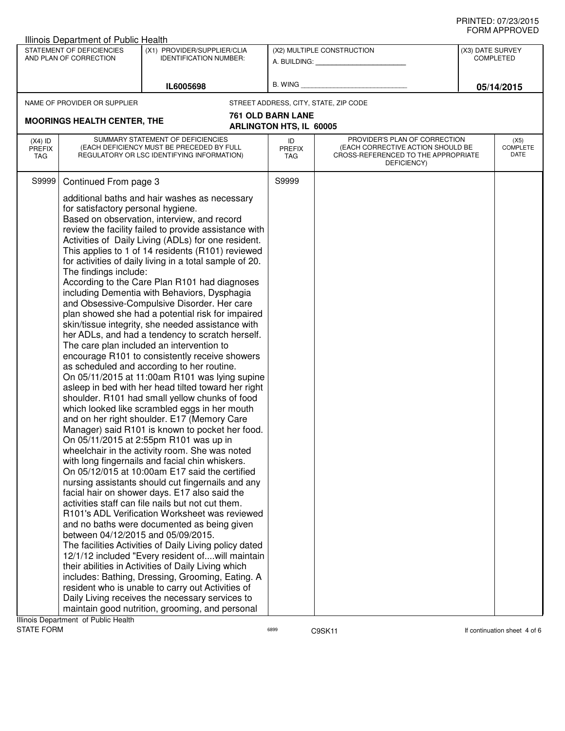PRINTED: 07/23/2015
FORM APPROVED

Illinois Department of Public Health

| STATEMENT OF DEFICIENCIES AND PLAN OF CORRECTION | (X1) PROVIDER/SUPPLIER/CLIA IDENTIFICATION NUMBER: | (X2) MULTIPLE CONSTRUCTION | (X3) DATE SURVEY COMPLETED |
|---|---|---|---|
| | IL6005698 | A. BUILDING: ______ B. WING ______ | 05/14/2015 |

NAME OF PROVIDER OR SUPPLIER: **MOORINGS HEALTH CENTER, THE**

STREET ADDRESS, CITY, STATE, ZIP CODE: **761 OLD BARN LANE ARLINGTON HTS, IL 60005**

| (X4) ID PREFIX TAG | SUMMARY STATEMENT OF DEFICIENCIES (EACH DEFICIENCY MUST BE PRECEDED BY FULL REGULATORY OR LSC IDENTIFYING INFORMATION) | ID PREFIX TAG | PROVIDER'S PLAN OF CORRECTION (EACH CORRECTIVE ACTION SHOULD BE CROSS-REFERENCED TO THE APPROPRIATE DEFICIENCY) | (X5) COMPLETE DATE |
|---|---|---|---|---|
| S9999 | Continued From page 3 | S9999 | | |

additional baths and hair washes as necessary for satisfactory personal hygiene.

Based on observation, interview, and record review the facility failed to provide assistance with Activities of Daily Living (ADLs) for one resident. This applies to 1 of 14 residents (R101) reviewed for activities of daily living in a total sample of 20.

The findings include:

According to the Care Plan R101 had diagnoses including Dementia with Behaviors, Dysphagia and Obsessive-Compulsive Disorder. Her care plan showed she had a potential risk for impaired skin/tissue integrity, she needed assistance with her ADLs, and had a tendency to scratch herself. The care plan included an intervention to encourage R101 to consistently receive showers as scheduled and according to her routine.

On 05/11/2015 at 11:00am R101 was lying supine asleep in bed with her head tilted toward her right shoulder. R101 had small yellow chunks of food which looked like scrambled eggs in her mouth and on her right shoulder. E17 (Memory Care Manager) said R101 is known to pocket her food.

On 05/11/2015 at 2:55pm R101 was up in wheelchair in the activity room. She was noted with long fingernails and facial chin whiskers.

On 05/12/015 at 10:00am E17 said the certified nursing assistants should cut fingernails and any facial hair on shower days. E17 also said the activities staff can file nails but not cut them.

R101's ADL Verification Worksheet was reviewed and no baths were documented as being given between 04/12/2015 and 05/09/2015.

The facilities Activities of Daily Living policy dated 12/1/12 included "Every resident of....will maintain their abilities in Activities of Daily Living which includes: Bathing, Dressing, Grooming, Eating. A resident who is unable to carry out Activities of Daily Living receives the necessary services to maintain good nutrition, grooming, and personal

Illinois Department of Public Health
STATE FORM 6899 C9SK11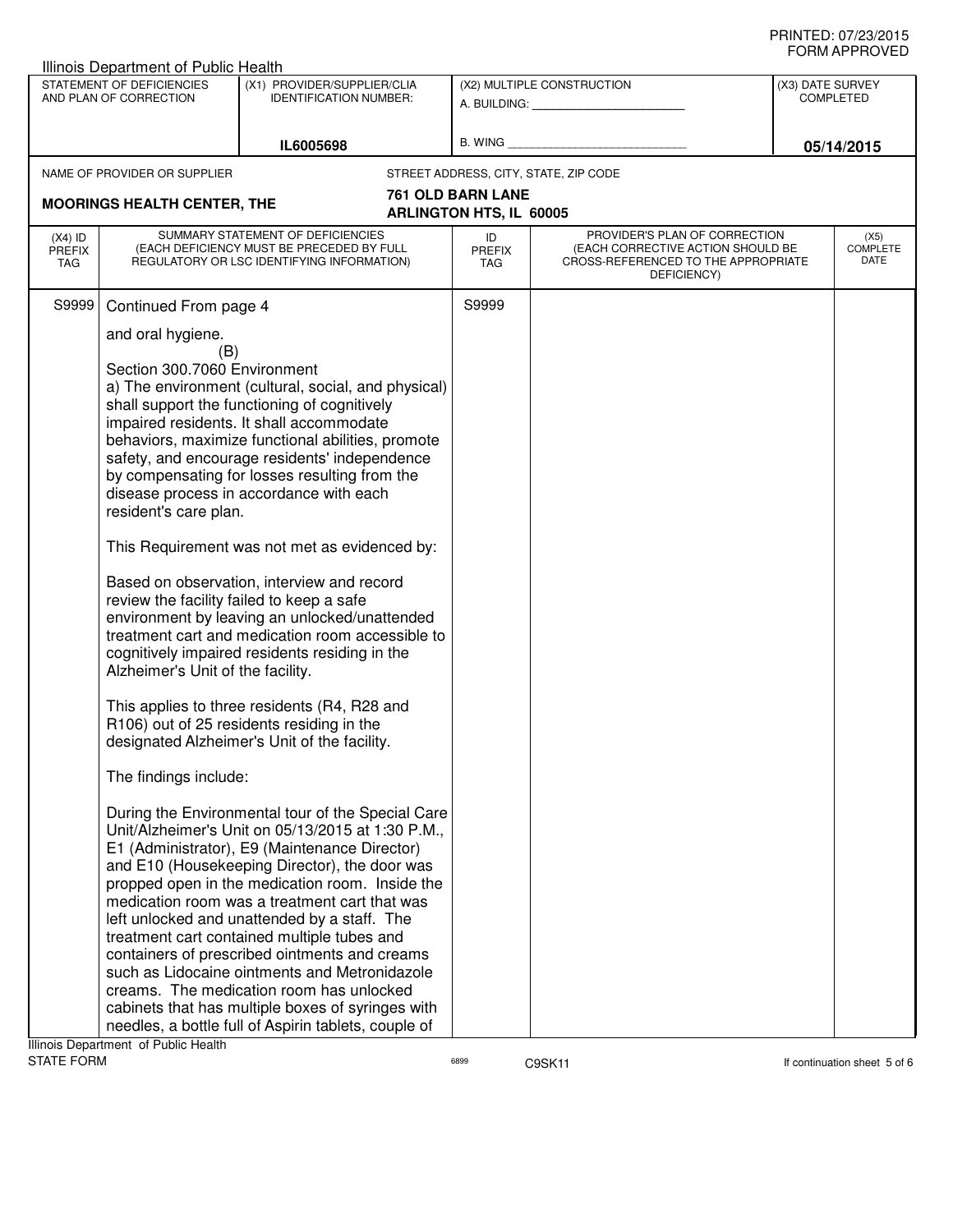PRINTED: 07/23/2015
FORM APPROVED

Illinois Department of Public Health

| STATEMENT OF DEFICIENCIES AND PLAN OF CORRECTION | (X1) PROVIDER/SUPPLIER/CLIA IDENTIFICATION NUMBER: | (X2) MULTIPLE CONSTRUCTION | (X3) DATE SURVEY COMPLETED |
|---|---|---|---|
| | IL6005698 | A. BUILDING: ______ B. WING ______ | 05/14/2015 |

NAME OF PROVIDER OR SUPPLIER: **MOORINGS HEALTH CENTER, THE**

STREET ADDRESS, CITY, STATE, ZIP CODE: **761 OLD BARN LANE, ARLINGTON HTS, IL 60005**

| (X4) ID PREFIX TAG | SUMMARY STATEMENT OF DEFICIENCIES (EACH DEFICIENCY MUST BE PRECEDED BY FULL REGULATORY OR LSC IDENTIFYING INFORMATION) | ID PREFIX TAG | PROVIDER'S PLAN OF CORRECTION (EACH CORRECTIVE ACTION SHOULD BE CROSS-REFERENCED TO THE APPROPRIATE DEFICIENCY) | (X5) COMPLETE DATE |
|---|---|---|---|---|
| S9999 | Continued From page 4 | S9999 | | |

and oral hygiene.

(B)

Section 300.7060 Environment

a) The environment (cultural, social, and physical) shall support the functioning of cognitively impaired residents. It shall accommodate behaviors, maximize functional abilities, promote safety, and encourage residents' independence by compensating for losses resulting from the disease process in accordance with each resident's care plan.

This Requirement was not met as evidenced by:

Based on observation, interview and record review the facility failed to keep a safe environment by leaving an unlocked/unattended treatment cart and medication room accessible to cognitively impaired residents residing in the Alzheimer's Unit of the facility.

This applies to three residents (R4, R28 and R106) out of 25 residents residing in the designated Alzheimer's Unit of the facility.

The findings include:

During the Environmental tour of the Special Care Unit/Alzheimer's Unit on 05/13/2015 at 1:30 P.M., E1 (Administrator), E9 (Maintenance Director) and E10 (Housekeeping Director), the door was propped open in the medication room. Inside the medication room was a treatment cart that was left unlocked and unattended by a staff. The treatment cart contained multiple tubes and containers of prescribed ointments and creams such as Lidocaine ointments and Metronidazole creams. The medication room has unlocked cabinets that has multiple boxes of syringes with needles, a bottle full of Aspirin tablets, couple of

Illinois Department of Public Health
STATE FORM 6899 C9SK11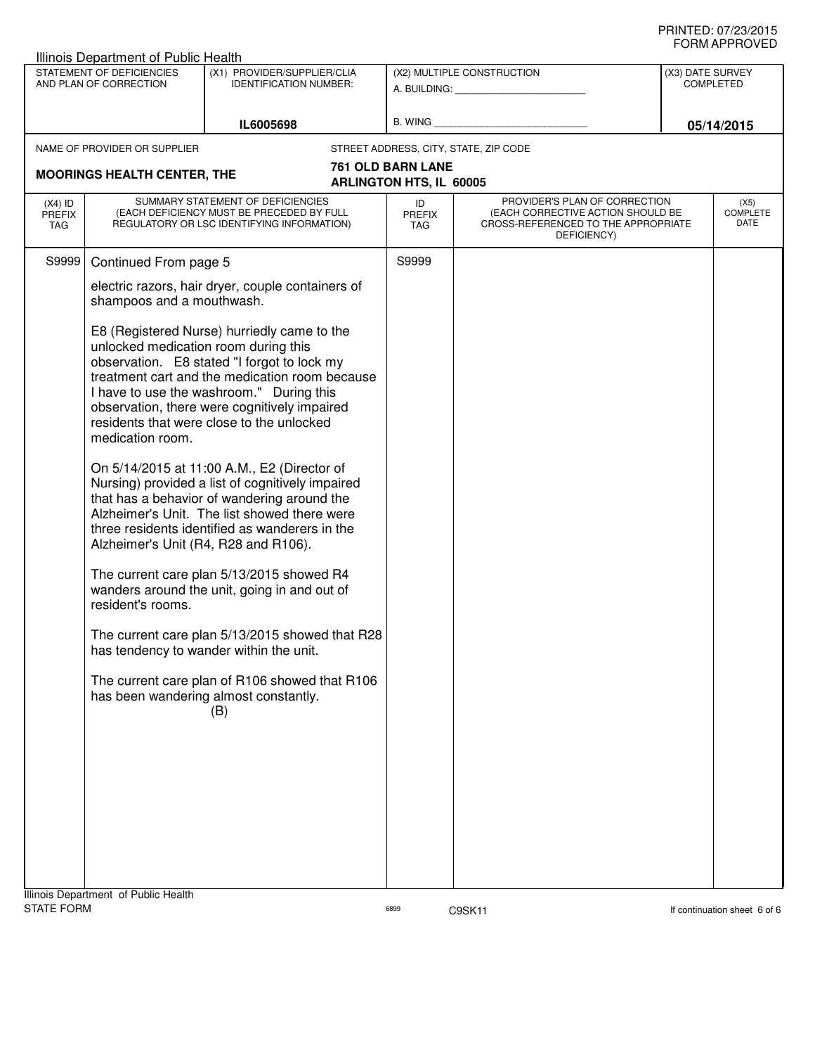Illinois Department of Public Health

| STATEMENT OF DEFICIENCIES AND PLAN OF CORRECTION | (X1) PROVIDER/SUPPLIER/CLIA IDENTIFICATION NUMBER: | (X2) MULTIPLE CONSTRUCTION | (X3) DATE SURVEY COMPLETED |
|---|---|---|---|
| | IL6005698 | A. BUILDING: _______ B. WING _______ | 05/14/2015 |

NAME OF PROVIDER OR SUPPLIER: **MOORINGS HEALTH CENTER, THE**

STREET ADDRESS, CITY, STATE, ZIP CODE: **761 OLD BARN LANE ARLINGTON HTS, IL 60005**

| (X4) ID PREFIX TAG | SUMMARY STATEMENT OF DEFICIENCIES (EACH DEFICIENCY MUST BE PRECEDED BY FULL REGULATORY OR LSC IDENTIFYING INFORMATION) | ID PREFIX TAG | PROVIDER'S PLAN OF CORRECTION (EACH CORRECTIVE ACTION SHOULD BE CROSS-REFERENCED TO THE APPROPRIATE DEFICIENCY) | (X5) COMPLETE DATE |
|---|---|---|---|---|
| S9999 | Continued From page 5 | S9999 | | |

electric razors, hair dryer, couple containers of shampoos and a mouthwash.

E8 (Registered Nurse) hurriedly came to the unlocked medication room during this observation. E8 stated "I forgot to lock my treatment cart and the medication room because I have to use the washroom." During this observation, there were cognitively impaired residents that were close to the unlocked medication room.

On 5/14/2015 at 11:00 A.M., E2 (Director of Nursing) provided a list of cognitively impaired that has a behavior of wandering around the Alzheimer's Unit. The list showed there were three residents identified as wanderers in the Alzheimer's Unit (R4, R28 and R106).

The current care plan 5/13/2015 showed R4 wanders around the unit, going in and out of resident's rooms.

The current care plan 5/13/2015 showed that R28 has tendency to wander within the unit.

The current care plan of R106 showed that R106 has been wandering almost constantly.

(B)

Illinois Department of Public Health
STATE FORM 6899 C9SK11